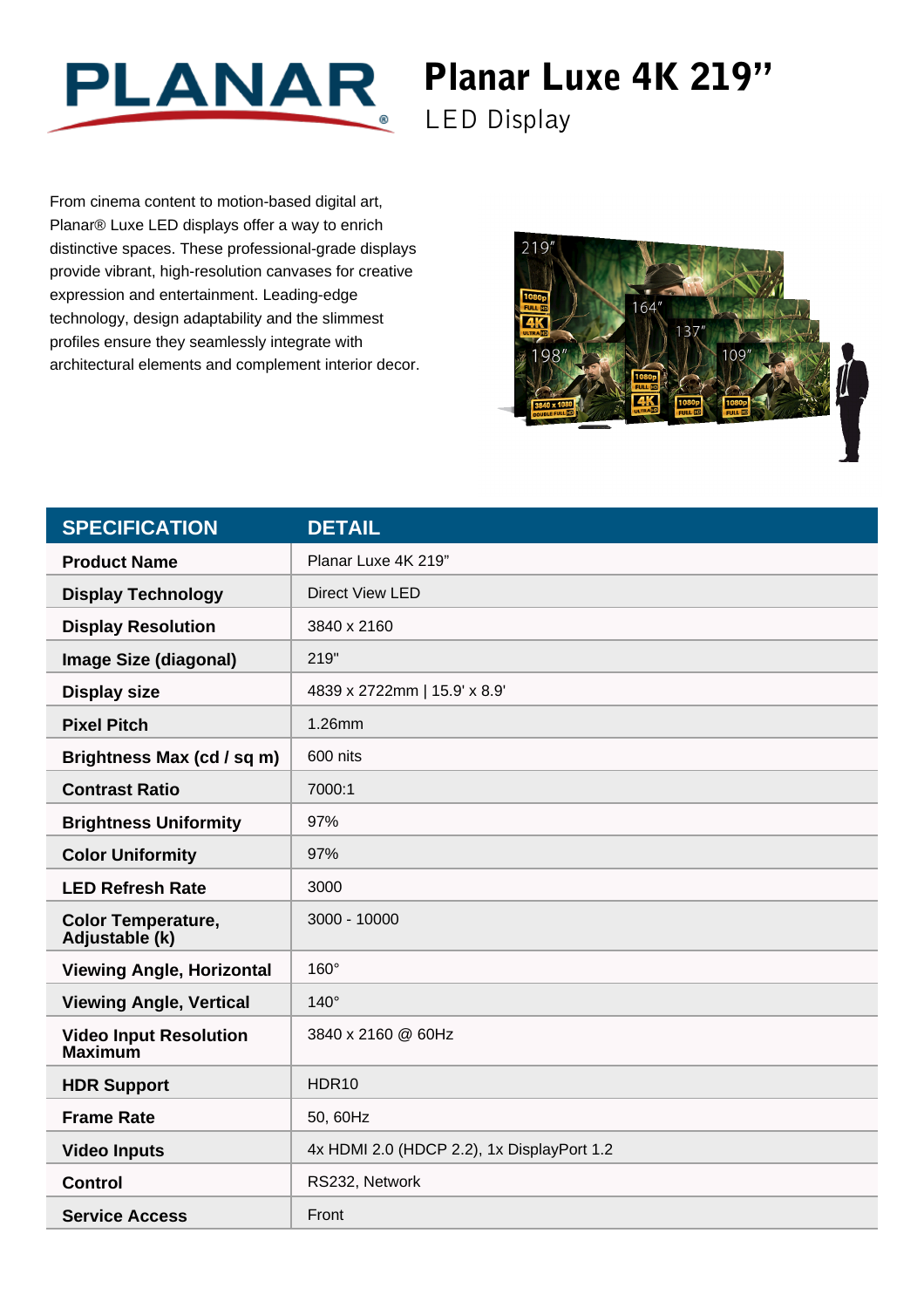PLANAR

# Planar Luxe 4K 219"

## LED Display

From cinema content to motion-based digital art, Planar® Luxe LED displays offer a way to enrich distinctive spaces. These professional-grade displays provide vibrant, high-resolution canvases for creative expression and entertainment. Leading-edge technology, design adaptability and the slimmest profiles ensure they seamlessly integrate with architectural elements and complement interior decor.

| SPECIFICATION | DETAIL |
| --- | --- |
| **Product Name** | Planar Luxe 4K 219" |
| **Display Technology** | Direct View LED |
| **Display Resolution** | 3840 x 2160 |
| **Image Size (diagonal)** | 219" |
| **Display size** | 4839 x 2722mm \| 15.9' x 8.9' |
| **Pixel Pitch** | 1.26mm |
| **Brightness Max (cd / sq m)** | 600 nits |
| **Contrast Ratio** | 7000:1 |
| **Brightness Uniformity** | 97% |
| **Color Uniformity** | 97% |
| **LED Refresh Rate** | 3000 |
| **Color Temperature, Adjustable (k)** | 3000 - 10000 |
| **Viewing Angle, Horizontal** | 160° |
| **Viewing Angle, Vertical** | 140° |
| **Video Input Resolution Maximum** | 3840 x 2160 @ 60Hz |
| **HDR Support** | HDR10 |
| **Frame Rate** | 50, 60Hz |
| **Video Inputs** | 4x HDMI 2.0 (HDCP 2.2), 1x DisplayPort 1.2 |
| **Control** | RS232, Network |
| **Service Access** | Front |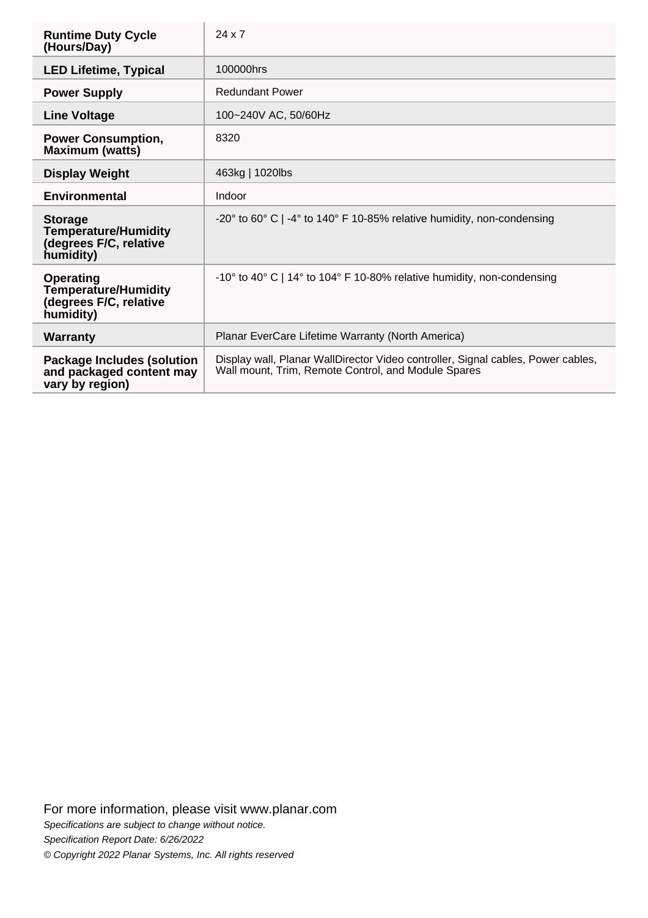| | |
|---|---|
| **Runtime Duty Cycle (Hours/Day)** | 24 x 7 |
| **LED Lifetime, Typical** | 100000hrs |
| **Power Supply** | Redundant Power |
| **Line Voltage** | 100~240V AC, 50/60Hz |
| **Power Consumption, Maximum (watts)** | 8320 |
| **Display Weight** | 463kg \| 1020lbs |
| **Environmental** | Indoor |
| **Storage Temperature/Humidity (degrees F/C, relative humidity)** | -20° to 60° C \| -4° to 140° F 10-85% relative humidity, non-condensing |
| **Operating Temperature/Humidity (degrees F/C, relative humidity)** | -10° to 40° C \| 14° to 104° F 10-80% relative humidity, non-condensing |
| **Warranty** | Planar EverCare Lifetime Warranty (North America) |
| **Package Includes (solution and packaged content may vary by region)** | Display wall, Planar WallDirector Video controller, Signal cables, Power cables, Wall mount, Trim, Remote Control, and Module Spares |

For more information, please visit www.planar.com

*Specifications are subject to change without notice.*

*Specification Report Date: 6/26/2022*

*© Copyright 2022 Planar Systems, Inc. All rights reserved*